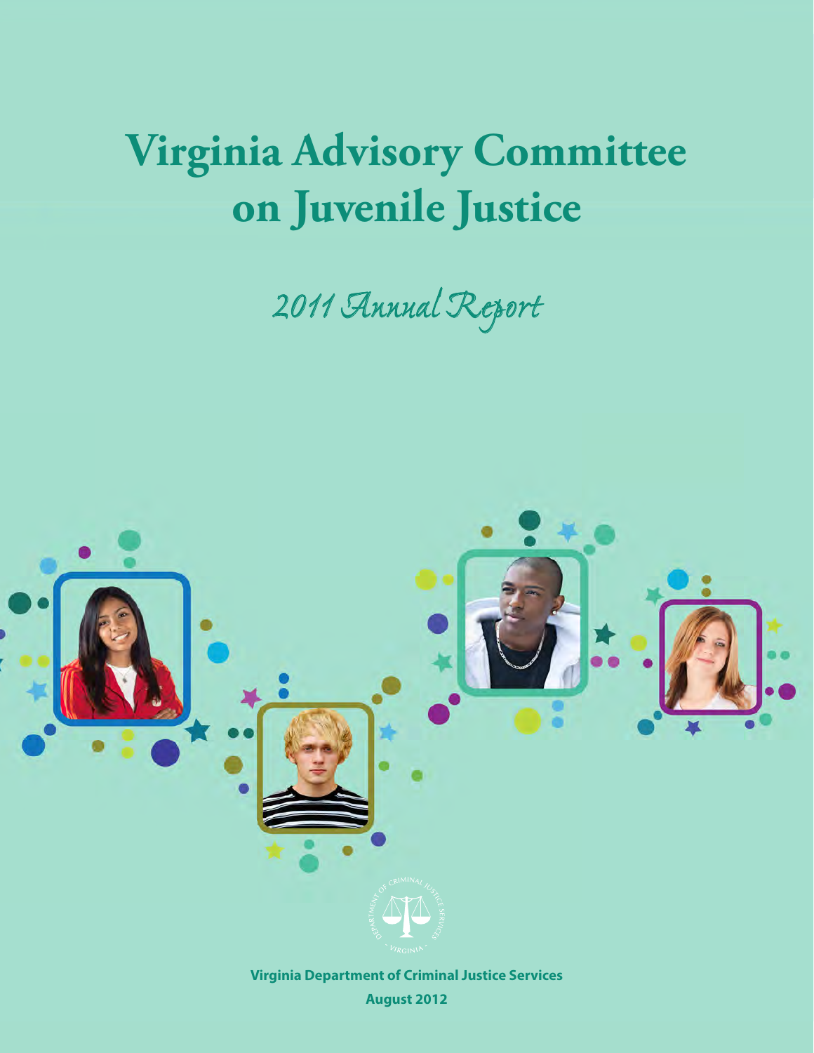# Virginia Advisory Committee on Juvenile Justice

*2011 Annual Report*

**Virginia Department of Criminal Justice Services**

**August 2012**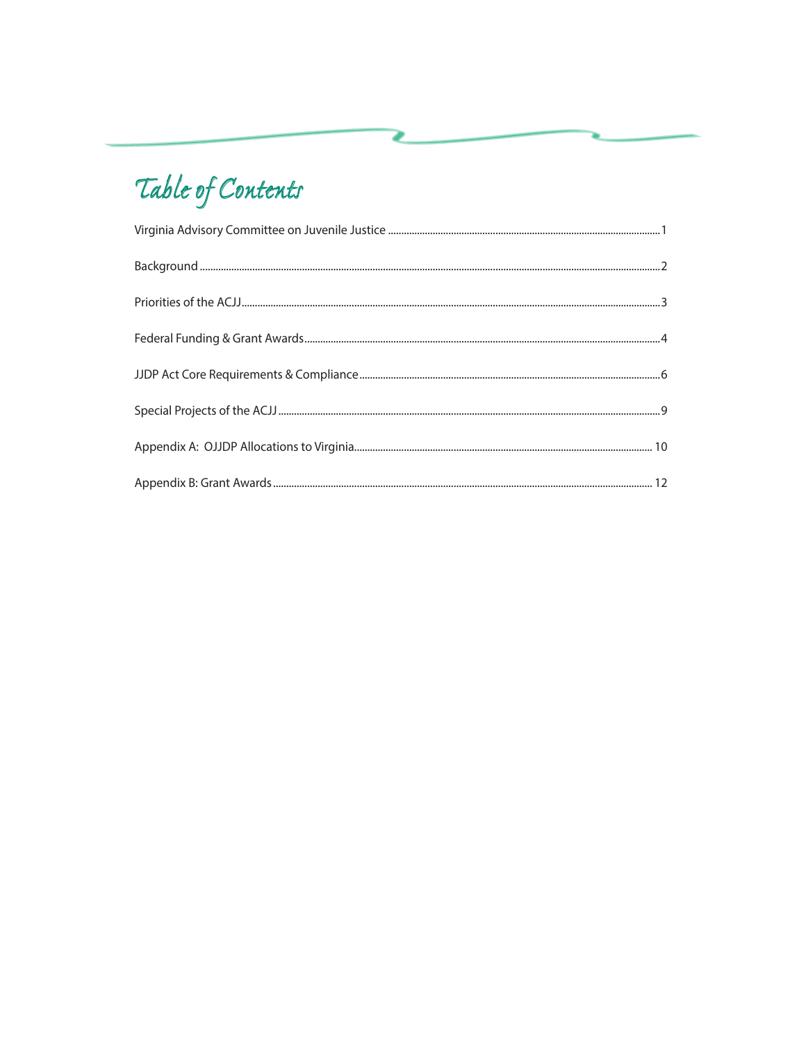# Table of Contents

Virginia Advisory Committee on Juvenile Justice ........ 1

Background ........ 2

Priorities of the ACJJ ........ 3

Federal Funding & Grant Awards ........ 4

JJDP Act Core Requirements & Compliance ........ 6

Special Projects of the ACJJ ........ 9

Appendix A: OJJDP Allocations to Virginia ........ 10

Appendix B: Grant Awards ........ 12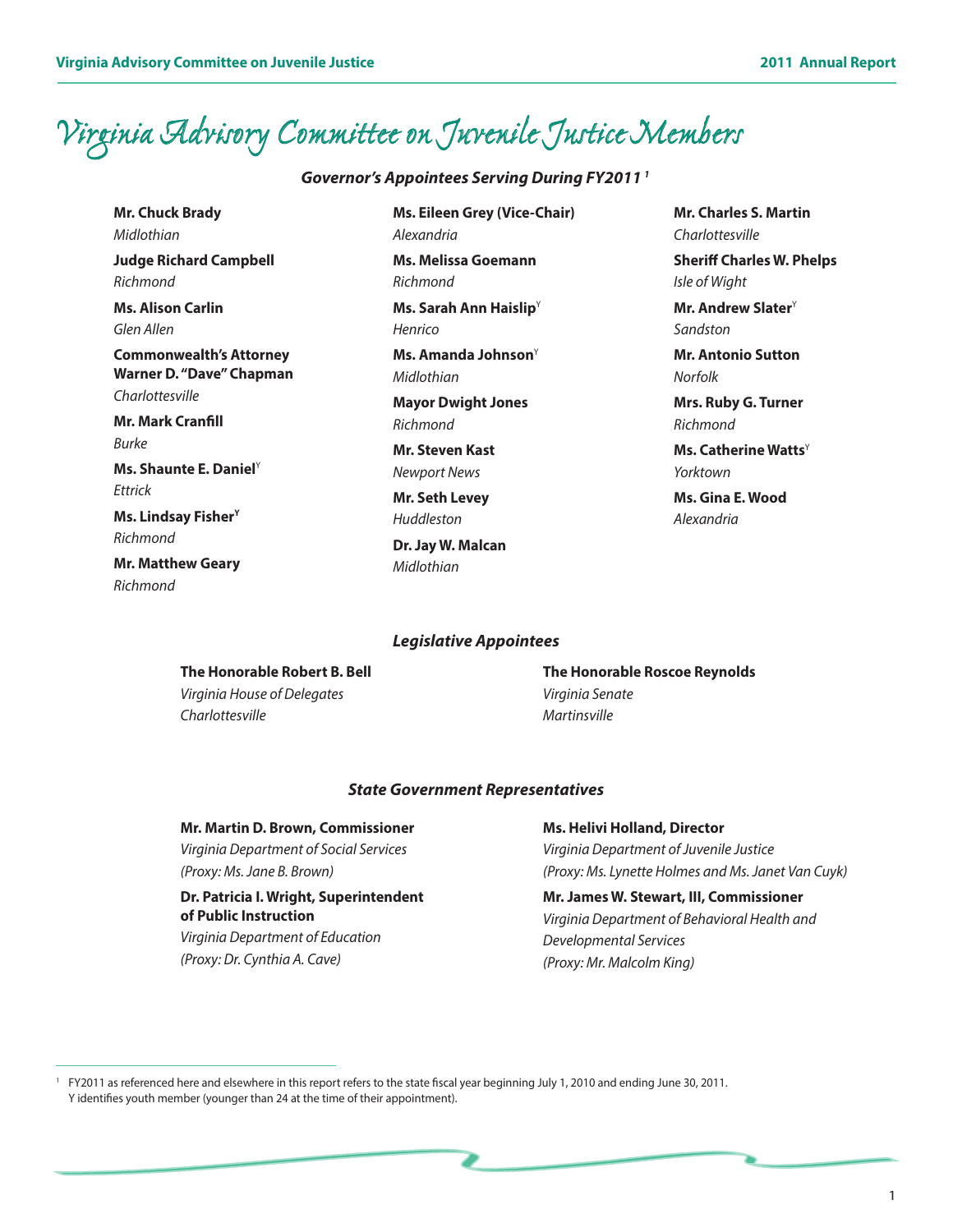# Virginia Advisory Committee on Juvenile Justice Members

### *Governor's Appointees Serving During FY2011* [1]

**Mr. Chuck Brady**
*Midlothian*

**Judge Richard Campbell**
*Richmond*

**Ms. Alison Carlin**
*Glen Allen*

**Commonwealth's Attorney Warner D. "Dave" Chapman**
*Charlottesville*

**Mr. Mark Cranfill**
*Burke*

**Ms. Shaunte E. Daniel**[Y]
*Ettrick*

**Ms. Lindsay Fisher**[Y]
*Richmond*

**Mr. Matthew Geary**
*Richmond*

**Ms. Eileen Grey (Vice-Chair)**
*Alexandria*

**Ms. Melissa Goemann**
*Richmond*

**Ms. Sarah Ann Haislip**[Y]
*Henrico*

**Ms. Amanda Johnson**[Y]
*Midlothian*

**Mayor Dwight Jones**
*Richmond*

**Mr. Steven Kast**
*Newport News*

**Mr. Seth Levey**
*Huddleston*

**Dr. Jay W. Malcan**
*Midlothian*

**Mr. Charles S. Martin**
*Charlottesville*

**Sheriff Charles W. Phelps**
*Isle of Wight*

**Mr. Andrew Slater**[Y]
*Sandston*

**Mr. Antonio Sutton**
*Norfolk*

**Mrs. Ruby G. Turner**
*Richmond*

**Ms. Catherine Watts**[Y]
*Yorktown*

**Ms. Gina E. Wood**
*Alexandria*

### *Legislative Appointees*

**The Honorable Robert B. Bell**
*Virginia House of Delegates*
*Charlottesville*

**The Honorable Roscoe Reynolds**
*Virginia Senate*
*Martinsville*

### *State Government Representatives*

**Mr. Martin D. Brown, Commissioner**
*Virginia Department of Social Services*
*(Proxy: Ms. Jane B. Brown)*

**Dr. Patricia I. Wright, Superintendent of Public Instruction**
*Virginia Department of Education*
*(Proxy: Dr. Cynthia A. Cave)*

**Ms. Helivi Holland, Director**
*Virginia Department of Juvenile Justice*
*(Proxy: Ms. Lynette Holmes and Ms. Janet Van Cuyk)*

**Mr. James W. Stewart, III, Commissioner**
*Virginia Department of Behavioral Health and Developmental Services*
*(Proxy: Mr. Malcolm King)*

---

[1] FY2011 as referenced here and elsewhere in this report refers to the state fiscal year beginning July 1, 2010 and ending June 30, 2011.
Y identifies youth member (younger than 24 at the time of their appointment).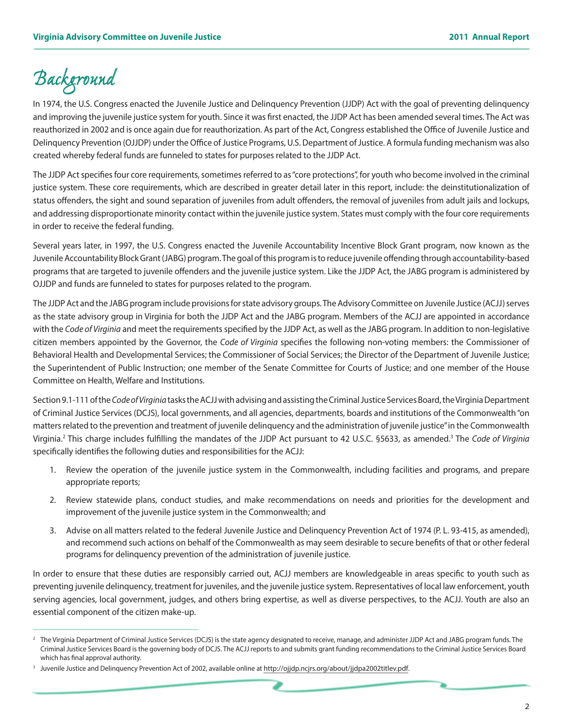# Background

In 1974, the U.S. Congress enacted the Juvenile Justice and Delinquency Prevention (JJDP) Act with the goal of preventing delinquency and improving the juvenile justice system for youth. Since it was first enacted, the JJDP Act has been amended several times. The Act was reauthorized in 2002 and is once again due for reauthorization. As part of the Act, Congress established the Office of Juvenile Justice and Delinquency Prevention (OJJDP) under the Office of Justice Programs, U.S. Department of Justice. A formula funding mechanism was also created whereby federal funds are funneled to states for purposes related to the JJDP Act.

The JJDP Act specifies four core requirements, sometimes referred to as "core protections", for youth who become involved in the criminal justice system. These core requirements, which are described in greater detail later in this report, include: the deinstitutionalization of status offenders, the sight and sound separation of juveniles from adult offenders, the removal of juveniles from adult jails and lockups, and addressing disproportionate minority contact within the juvenile justice system. States must comply with the four core requirements in order to receive the federal funding.

Several years later, in 1997, the U.S. Congress enacted the Juvenile Accountability Incentive Block Grant program, now known as the Juvenile Accountability Block Grant (JABG) program. The goal of this program is to reduce juvenile offending through accountability-based programs that are targeted to juvenile offenders and the juvenile justice system. Like the JJDP Act, the JABG program is administered by OJJDP and funds are funneled to states for purposes related to the program.

The JJDP Act and the JABG program include provisions for state advisory groups. The Advisory Committee on Juvenile Justice (ACJJ) serves as the state advisory group in Virginia for both the JJDP Act and the JABG program. Members of the ACJJ are appointed in accordance with the *Code of Virginia* and meet the requirements specified by the JJDP Act, as well as the JABG program. In addition to non-legislative citizen members appointed by the Governor, the *Code of Virginia* specifies the following non-voting members: the Commissioner of Behavioral Health and Developmental Services; the Commissioner of Social Services; the Director of the Department of Juvenile Justice; the Superintendent of Public Instruction; one member of the Senate Committee for Courts of Justice; and one member of the House Committee on Health, Welfare and Institutions.

Section 9.1-111 of the *Code of Virginia* tasks the ACJJ with advising and assisting the Criminal Justice Services Board, the Virginia Department of Criminal Justice Services (DCJS), local governments, and all agencies, departments, boards and institutions of the Commonwealth "on matters related to the prevention and treatment of juvenile delinquency and the administration of juvenile justice" in the Commonwealth Virginia.[2] This charge includes fulfilling the mandates of the JJDP Act pursuant to 42 U.S.C. §5633, as amended.[3] The *Code of Virginia* specifically identifies the following duties and responsibilities for the ACJJ:

1. Review the operation of the juvenile justice system in the Commonwealth, including facilities and programs, and prepare appropriate reports;
2. Review statewide plans, conduct studies, and make recommendations on needs and priorities for the development and improvement of the juvenile justice system in the Commonwealth; and
3. Advise on all matters related to the federal Juvenile Justice and Delinquency Prevention Act of 1974 (P. L. 93-415, as amended), and recommend such actions on behalf of the Commonwealth as may seem desirable to secure benefits of that or other federal programs for delinquency prevention of the administration of juvenile justice.

In order to ensure that these duties are responsibly carried out, ACJJ members are knowledgeable in areas specific to youth such as preventing juvenile delinquency, treatment for juveniles, and the juvenile justice system. Representatives of local law enforcement, youth serving agencies, local government, judges, and others bring expertise, as well as diverse perspectives, to the ACJJ. Youth are also an essential component of the citizen make-up.

---

[2] The Virginia Department of Criminal Justice Services (DCJS) is the state agency designated to receive, manage, and administer JJDP Act and JABG program funds. The Criminal Justice Services Board is the governing body of DCJS. The ACJJ reports to and submits grant funding recommendations to the Criminal Justice Services Board which has final approval authority.

[3] Juvenile Justice and Delinquency Prevention Act of 2002, available online at http://ojjdp.ncjrs.org/about/jjdpa2002titlev.pdf.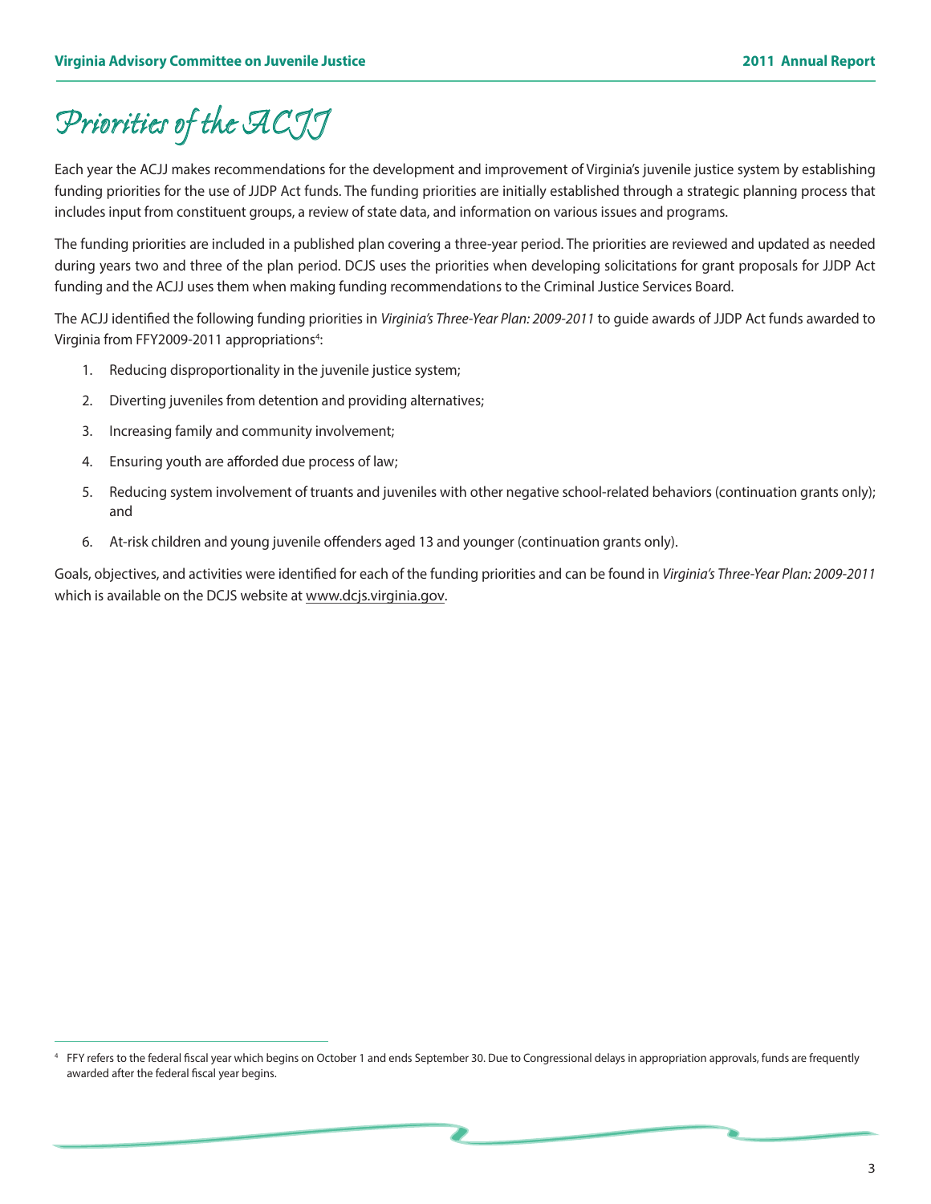# Priorities of the ACJJ

Each year the ACJJ makes recommendations for the development and improvement of Virginia's juvenile justice system by establishing funding priorities for the use of JJDP Act funds. The funding priorities are initially established through a strategic planning process that includes input from constituent groups, a review of state data, and information on various issues and programs.

The funding priorities are included in a published plan covering a three-year period. The priorities are reviewed and updated as needed during years two and three of the plan period. DCJS uses the priorities when developing solicitations for grant proposals for JJDP Act funding and the ACJJ uses them when making funding recommendations to the Criminal Justice Services Board.

The ACJJ identified the following funding priorities in *Virginia's Three-Year Plan: 2009-2011* to guide awards of JJDP Act funds awarded to Virginia from FFY2009-2011 appropriations[4]:

1. Reducing disproportionality in the juvenile justice system;
2. Diverting juveniles from detention and providing alternatives;
3. Increasing family and community involvement;
4. Ensuring youth are afforded due process of law;
5. Reducing system involvement of truants and juveniles with other negative school-related behaviors (continuation grants only); and
6. At-risk children and young juvenile offenders aged 13 and younger (continuation grants only).

Goals, objectives, and activities were identified for each of the funding priorities and can be found in *Virginia's Three-Year Plan: 2009-2011* which is available on the DCJS website at www.dcjs.virginia.gov.

---

[4] FFY refers to the federal fiscal year which begins on October 1 and ends September 30. Due to Congressional delays in appropriation approvals, funds are frequently awarded after the federal fiscal year begins.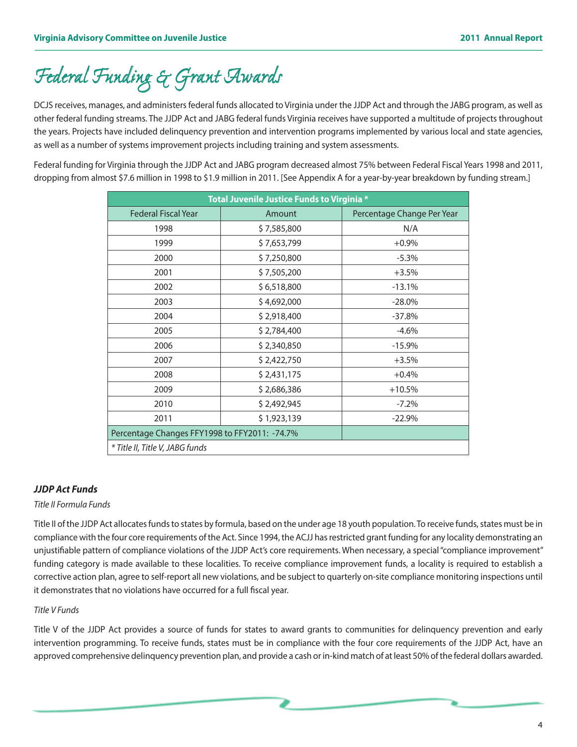# Federal Funding & Grant Awards

DCJS receives, manages, and administers federal funds allocated to Virginia under the JJDP Act and through the JABG program, as well as other federal funding streams. The JJDP Act and JABG federal funds Virginia receives have supported a multitude of projects throughout the years. Projects have included delinquency prevention and intervention programs implemented by various local and state agencies, as well as a number of systems improvement projects including training and system assessments.

Federal funding for Virginia through the JJDP Act and JABG program decreased almost 75% between Federal Fiscal Years 1998 and 2011, dropping from almost $7.6 million in 1998 to $1.9 million in 2011. [See Appendix A for a year-by-year breakdown by funding stream.]

| Total Juvenile Justice Funds to Virginia * | | |
|---|---|---|
| Federal Fiscal Year | Amount | Percentage Change Per Year |
| 1998 | $ 7,585,800 | N/A |
| 1999 | $ 7,653,799 | +0.9% |
| 2000 | $ 7,250,800 | -5.3% |
| 2001 | $ 7,505,200 | +3.5% |
| 2002 | $ 6,518,800 | -13.1% |
| 2003 | $ 4,692,000 | -28.0% |
| 2004 | $ 2,918,400 | -37.8% |
| 2005 | $ 2,784,400 | -4.6% |
| 2006 | $ 2,340,850 | -15.9% |
| 2007 | $ 2,422,750 | +3.5% |
| 2008 | $ 2,431,175 | +0.4% |
| 2009 | $ 2,686,386 | +10.5% |
| 2010 | $ 2,492,945 | -7.2% |
| 2011 | $ 1,923,139 | -22.9% |
| Percentage Changes FFY1998 to FFY2011: -74.7% | | |
| *\* Title II, Title V, JABG funds* | | |

### *JJDP Act Funds*

*Title II Formula Funds*

Title II of the JJDP Act allocates funds to states by formula, based on the under age 18 youth population. To receive funds, states must be in compliance with the four core requirements of the Act. Since 1994, the ACJJ has restricted grant funding for any locality demonstrating an unjustifiable pattern of compliance violations of the JJDP Act's core requirements. When necessary, a special "compliance improvement" funding category is made available to these localities. To receive compliance improvement funds, a locality is required to establish a corrective action plan, agree to self-report all new violations, and be subject to quarterly on-site compliance monitoring inspections until it demonstrates that no violations have occurred for a full fiscal year.

*Title V Funds*

Title V of the JJDP Act provides a source of funds for states to award grants to communities for delinquency prevention and early intervention programming. To receive funds, states must be in compliance with the four core requirements of the JJDP Act, have an approved comprehensive delinquency prevention plan, and provide a cash or in-kind match of at least 50% of the federal dollars awarded.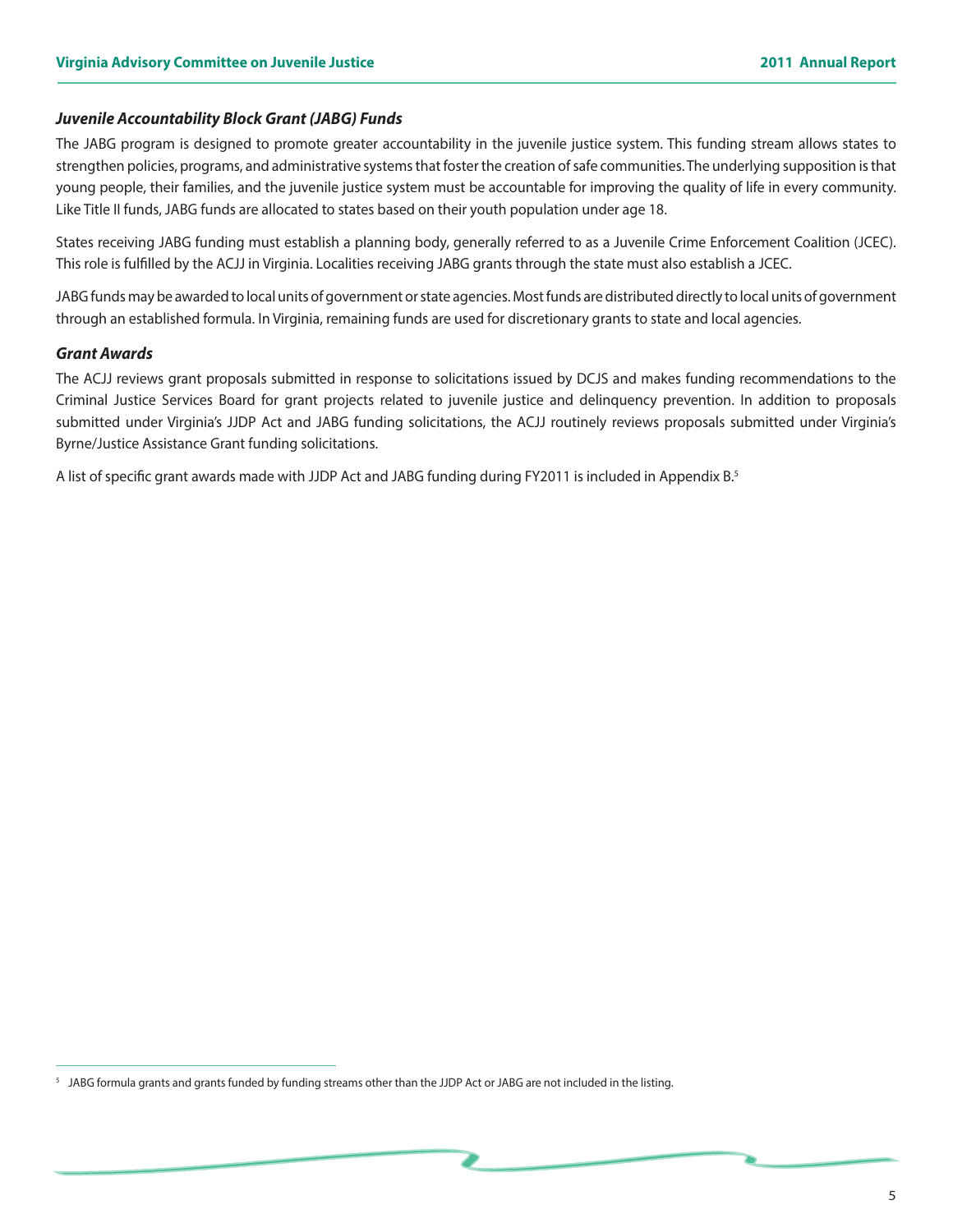### *Juvenile Accountability Block Grant (JABG) Funds*

The JABG program is designed to promote greater accountability in the juvenile justice system. This funding stream allows states to strengthen policies, programs, and administrative systems that foster the creation of safe communities. The underlying supposition is that young people, their families, and the juvenile justice system must be accountable for improving the quality of life in every community. Like Title II funds, JABG funds are allocated to states based on their youth population under age 18.

States receiving JABG funding must establish a planning body, generally referred to as a Juvenile Crime Enforcement Coalition (JCEC). This role is fulfilled by the ACJJ in Virginia. Localities receiving JABG grants through the state must also establish a JCEC.

JABG funds may be awarded to local units of government or state agencies. Most funds are distributed directly to local units of government through an established formula. In Virginia, remaining funds are used for discretionary grants to state and local agencies.

### *Grant Awards*

The ACJJ reviews grant proposals submitted in response to solicitations issued by DCJS and makes funding recommendations to the Criminal Justice Services Board for grant projects related to juvenile justice and delinquency prevention. In addition to proposals submitted under Virginia's JJDP Act and JABG funding solicitations, the ACJJ routinely reviews proposals submitted under Virginia's Byrne/Justice Assistance Grant funding solicitations.

A list of specific grant awards made with JJDP Act and JABG funding during FY2011 is included in Appendix B.[5]

---

[5] JABG formula grants and grants funded by funding streams other than the JJDP Act or JABG are not included in the listing.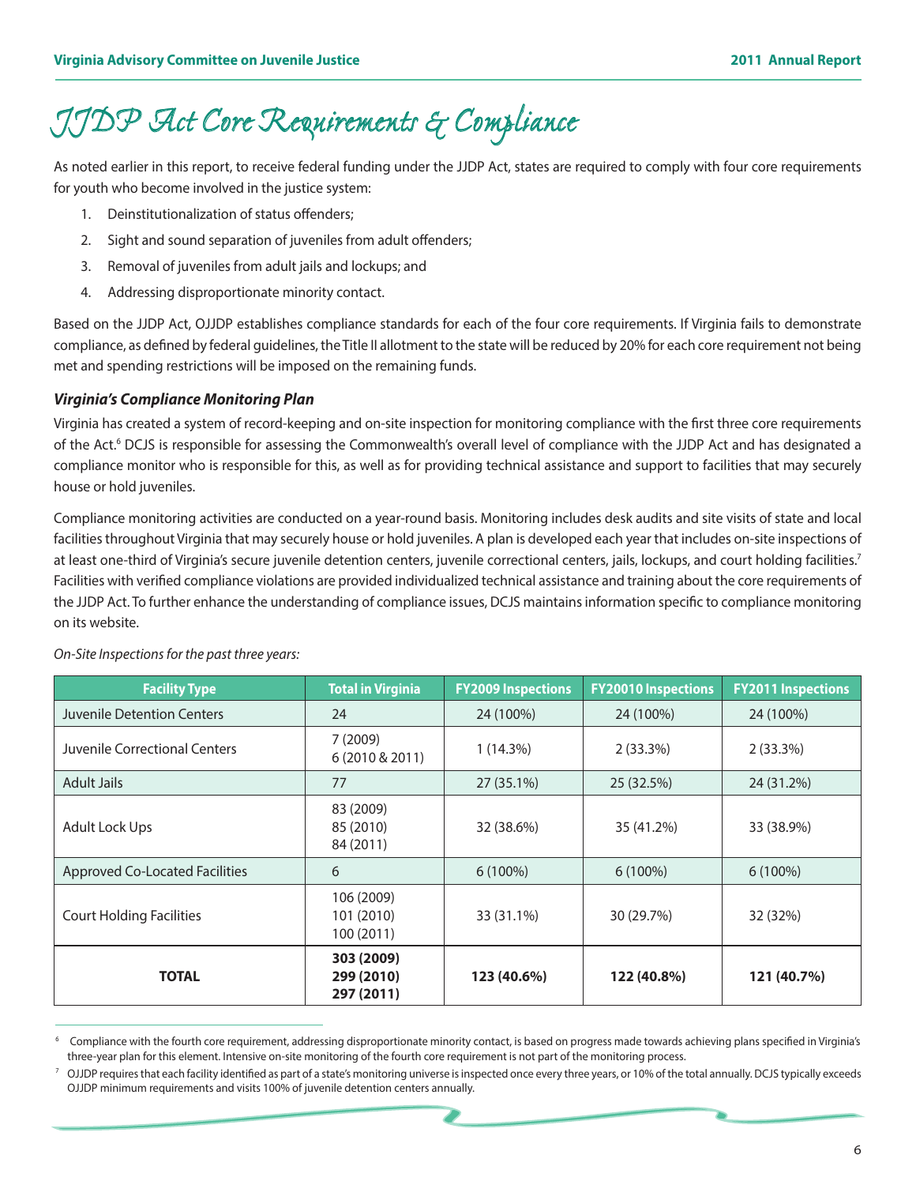# JJDP Act Core Requirements & Compliance

As noted earlier in this report, to receive federal funding under the JJDP Act, states are required to comply with four core requirements for youth who become involved in the justice system:

1. Deinstitutionalization of status offenders;
2. Sight and sound separation of juveniles from adult offenders;
3. Removal of juveniles from adult jails and lockups; and
4. Addressing disproportionate minority contact.

Based on the JJDP Act, OJJDP establishes compliance standards for each of the four core requirements. If Virginia fails to demonstrate compliance, as defined by federal guidelines, the Title II allotment to the state will be reduced by 20% for each core requirement not being met and spending restrictions will be imposed on the remaining funds.

### *Virginia's Compliance Monitoring Plan*

Virginia has created a system of record-keeping and on-site inspection for monitoring compliance with the first three core requirements of the Act.[6] DCJS is responsible for assessing the Commonwealth's overall level of compliance with the JJDP Act and has designated a compliance monitor who is responsible for this, as well as for providing technical assistance and support to facilities that may securely house or hold juveniles.

Compliance monitoring activities are conducted on a year-round basis. Monitoring includes desk audits and site visits of state and local facilities throughout Virginia that may securely house or hold juveniles. A plan is developed each year that includes on-site inspections of at least one-third of Virginia's secure juvenile detention centers, juvenile correctional centers, jails, lockups, and court holding facilities.[7] Facilities with verified compliance violations are provided individualized technical assistance and training about the core requirements of the JJDP Act. To further enhance the understanding of compliance issues, DCJS maintains information specific to compliance monitoring on its website.

*On-Site Inspections for the past three years:*

| Facility Type | Total in Virginia | FY2009 Inspections | FY20010 Inspections | FY2011 Inspections |
|---|---|---|---|---|
| Juvenile Detention Centers | 24 | 24 (100%) | 24 (100%) | 24 (100%) |
| Juvenile Correctional Centers | 7 (2009)<br>6 (2010 & 2011) | 1 (14.3%) | 2 (33.3%) | 2 (33.3%) |
| Adult Jails | 77 | 27 (35.1%) | 25 (32.5%) | 24 (31.2%) |
| Adult Lock Ups | 83 (2009)<br>85 (2010)<br>84 (2011) | 32 (38.6%) | 35 (41.2%) | 33 (38.9%) |
| Approved Co-Located Facilities | 6 | 6 (100%) | 6 (100%) | 6 (100%) |
| Court Holding Facilities | 106 (2009)<br>101 (2010)<br>100 (2011) | 33 (31.1%) | 30 (29.7%) | 32 (32%) |
| **TOTAL** | **303 (2009)<br>299 (2010)<br>297 (2011)** | **123 (40.6%)** | **122 (40.8%)** | **121 (40.7%)** |

[6] Compliance with the fourth core requirement, addressing disproportionate minority contact, is based on progress made towards achieving plans specified in Virginia's three-year plan for this element. Intensive on-site monitoring of the fourth core requirement is not part of the monitoring process.

[7] OJJDP requires that each facility identified as part of a state's monitoring universe is inspected once every three years, or 10% of the total annually. DCJS typically exceeds OJJDP minimum requirements and visits 100% of juvenile detention centers annually.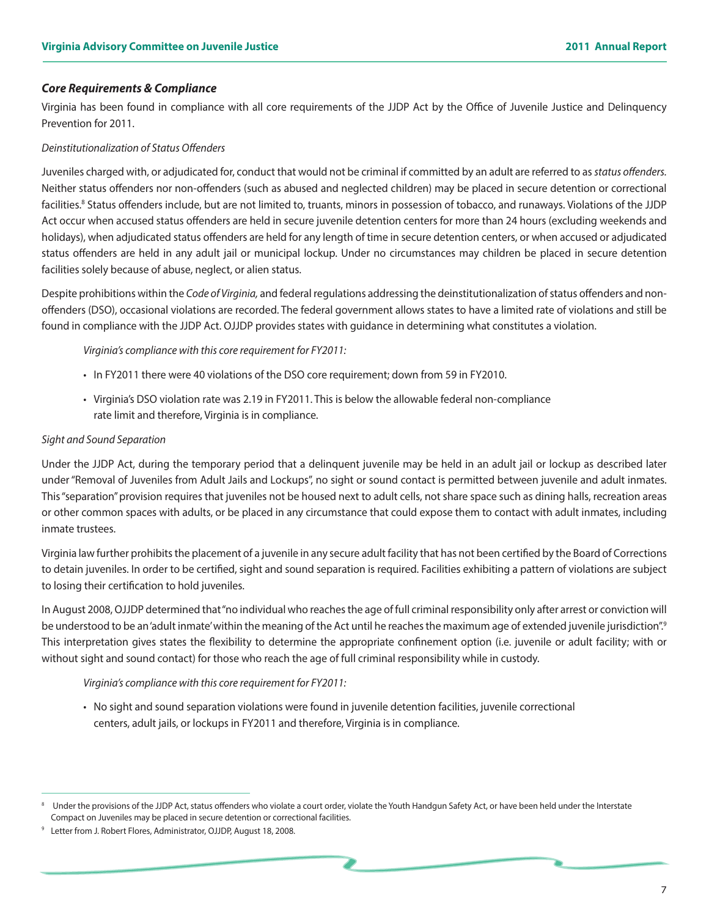### *Core Requirements & Compliance*

Virginia has been found in compliance with all core requirements of the JJDP Act by the Office of Juvenile Justice and Delinquency Prevention for 2011.

*Deinstitutionalization of Status Offenders*

Juveniles charged with, or adjudicated for, conduct that would not be criminal if committed by an adult are referred to as *status offenders*. Neither status offenders nor non-offenders (such as abused and neglected children) may be placed in secure detention or correctional facilities.[8] Status offenders include, but are not limited to, truants, minors in possession of tobacco, and runaways. Violations of the JJDP Act occur when accused status offenders are held in secure juvenile detention centers for more than 24 hours (excluding weekends and holidays), when adjudicated status offenders are held for any length of time in secure detention centers, or when accused or adjudicated status offenders are held in any adult jail or municipal lockup. Under no circumstances may children be placed in secure detention facilities solely because of abuse, neglect, or alien status.

Despite prohibitions within the *Code of Virginia,* and federal regulations addressing the deinstitutionalization of status offenders and non-offenders (DSO), occasional violations are recorded. The federal government allows states to have a limited rate of violations and still be found in compliance with the JJDP Act. OJJDP provides states with guidance in determining what constitutes a violation.

*Virginia's compliance with this core requirement for FY2011:*

- In FY2011 there were 40 violations of the DSO core requirement; down from 59 in FY2010.
- Virginia's DSO violation rate was 2.19 in FY2011. This is below the allowable federal non-compliance rate limit and therefore, Virginia is in compliance.

*Sight and Sound Separation*

Under the JJDP Act, during the temporary period that a delinquent juvenile may be held in an adult jail or lockup as described later under "Removal of Juveniles from Adult Jails and Lockups", no sight or sound contact is permitted between juvenile and adult inmates. This "separation" provision requires that juveniles not be housed next to adult cells, not share space such as dining halls, recreation areas or other common spaces with adults, or be placed in any circumstance that could expose them to contact with adult inmates, including inmate trustees.

Virginia law further prohibits the placement of a juvenile in any secure adult facility that has not been certified by the Board of Corrections to detain juveniles. In order to be certified, sight and sound separation is required. Facilities exhibiting a pattern of violations are subject to losing their certification to hold juveniles.

In August 2008, OJJDP determined that "no individual who reaches the age of full criminal responsibility only after arrest or conviction will be understood to be an 'adult inmate' within the meaning of the Act until he reaches the maximum age of extended juvenile jurisdiction".[9] This interpretation gives states the flexibility to determine the appropriate confinement option (i.e. juvenile or adult facility; with or without sight and sound contact) for those who reach the age of full criminal responsibility while in custody.

*Virginia's compliance with this core requirement for FY2011:*

- No sight and sound separation violations were found in juvenile detention facilities, juvenile correctional centers, adult jails, or lockups in FY2011 and therefore, Virginia is in compliance.

---

[8] Under the provisions of the JJDP Act, status offenders who violate a court order, violate the Youth Handgun Safety Act, or have been held under the Interstate Compact on Juveniles may be placed in secure detention or correctional facilities.

[9] Letter from J. Robert Flores, Administrator, OJJDP, August 18, 2008.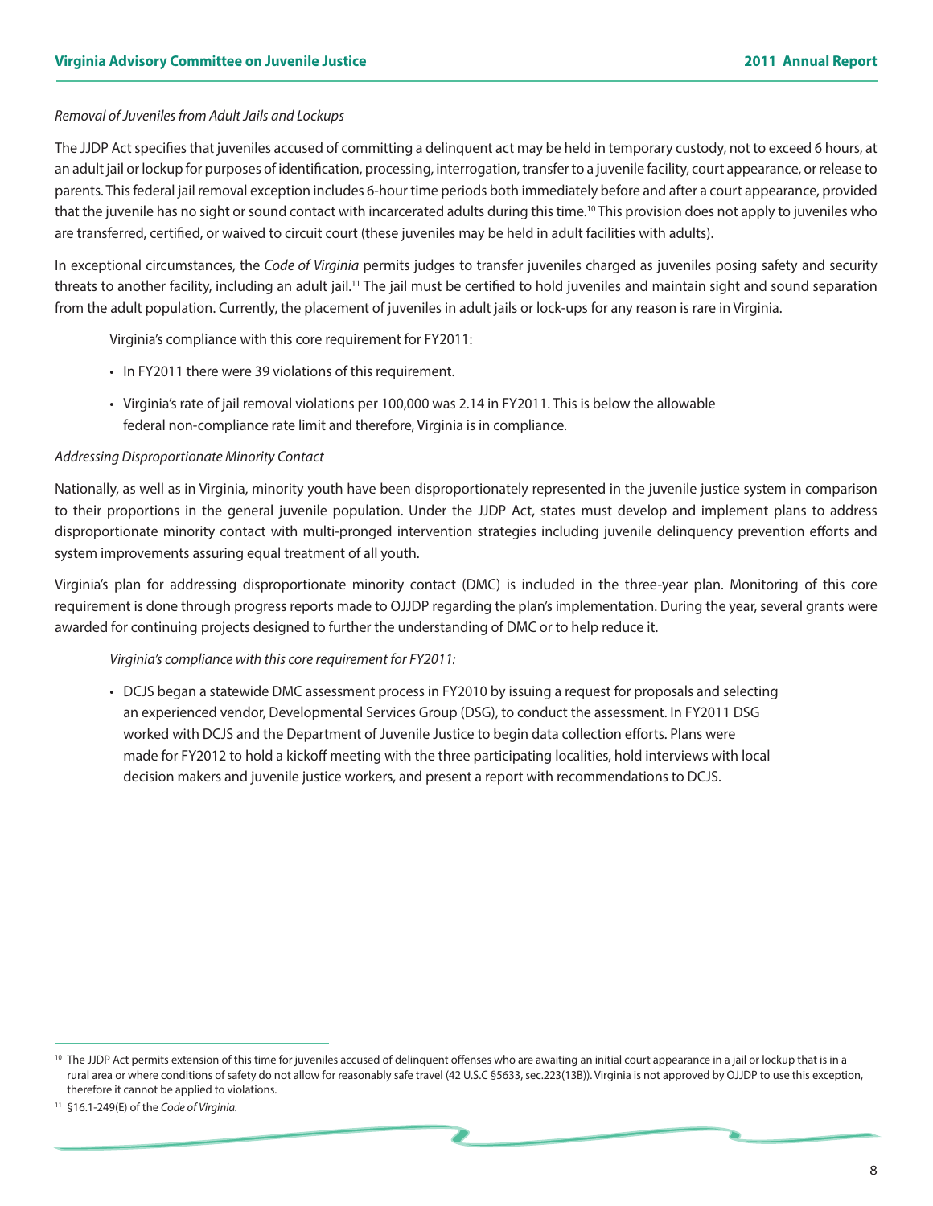*Removal of Juveniles from Adult Jails and Lockups*

The JJDP Act specifies that juveniles accused of committing a delinquent act may be held in temporary custody, not to exceed 6 hours, at an adult jail or lockup for purposes of identification, processing, interrogation, transfer to a juvenile facility, court appearance, or release to parents. This federal jail removal exception includes 6-hour time periods both immediately before and after a court appearance, provided that the juvenile has no sight or sound contact with incarcerated adults during this time.[10] This provision does not apply to juveniles who are transferred, certified, or waived to circuit court (these juveniles may be held in adult facilities with adults).

In exceptional circumstances, the *Code of Virginia* permits judges to transfer juveniles charged as juveniles posing safety and security threats to another facility, including an adult jail.[11] The jail must be certified to hold juveniles and maintain sight and sound separation from the adult population. Currently, the placement of juveniles in adult jails or lock-ups for any reason is rare in Virginia.

Virginia's compliance with this core requirement for FY2011:

- In FY2011 there were 39 violations of this requirement.
- Virginia's rate of jail removal violations per 100,000 was 2.14 in FY2011. This is below the allowable federal non-compliance rate limit and therefore, Virginia is in compliance.

*Addressing Disproportionate Minority Contact*

Nationally, as well as in Virginia, minority youth have been disproportionately represented in the juvenile justice system in comparison to their proportions in the general juvenile population. Under the JJDP Act, states must develop and implement plans to address disproportionate minority contact with multi-pronged intervention strategies including juvenile delinquency prevention efforts and system improvements assuring equal treatment of all youth.

Virginia's plan for addressing disproportionate minority contact (DMC) is included in the three-year plan. Monitoring of this core requirement is done through progress reports made to OJJDP regarding the plan's implementation. During the year, several grants were awarded for continuing projects designed to further the understanding of DMC or to help reduce it.

*Virginia's compliance with this core requirement for FY2011:*

- DCJS began a statewide DMC assessment process in FY2010 by issuing a request for proposals and selecting an experienced vendor, Developmental Services Group (DSG), to conduct the assessment. In FY2011 DSG worked with DCJS and the Department of Juvenile Justice to begin data collection efforts. Plans were made for FY2012 to hold a kickoff meeting with the three participating localities, hold interviews with local decision makers and juvenile justice workers, and present a report with recommendations to DCJS.

---

[10] The JJDP Act permits extension of this time for juveniles accused of delinquent offenses who are awaiting an initial court appearance in a jail or lockup that is in a rural area or where conditions of safety do not allow for reasonably safe travel (42 U.S.C §5633, sec.223(13B)). Virginia is not approved by OJJDP to use this exception, therefore it cannot be applied to violations.

[11] §16.1-249(E) of the *Code of Virginia.*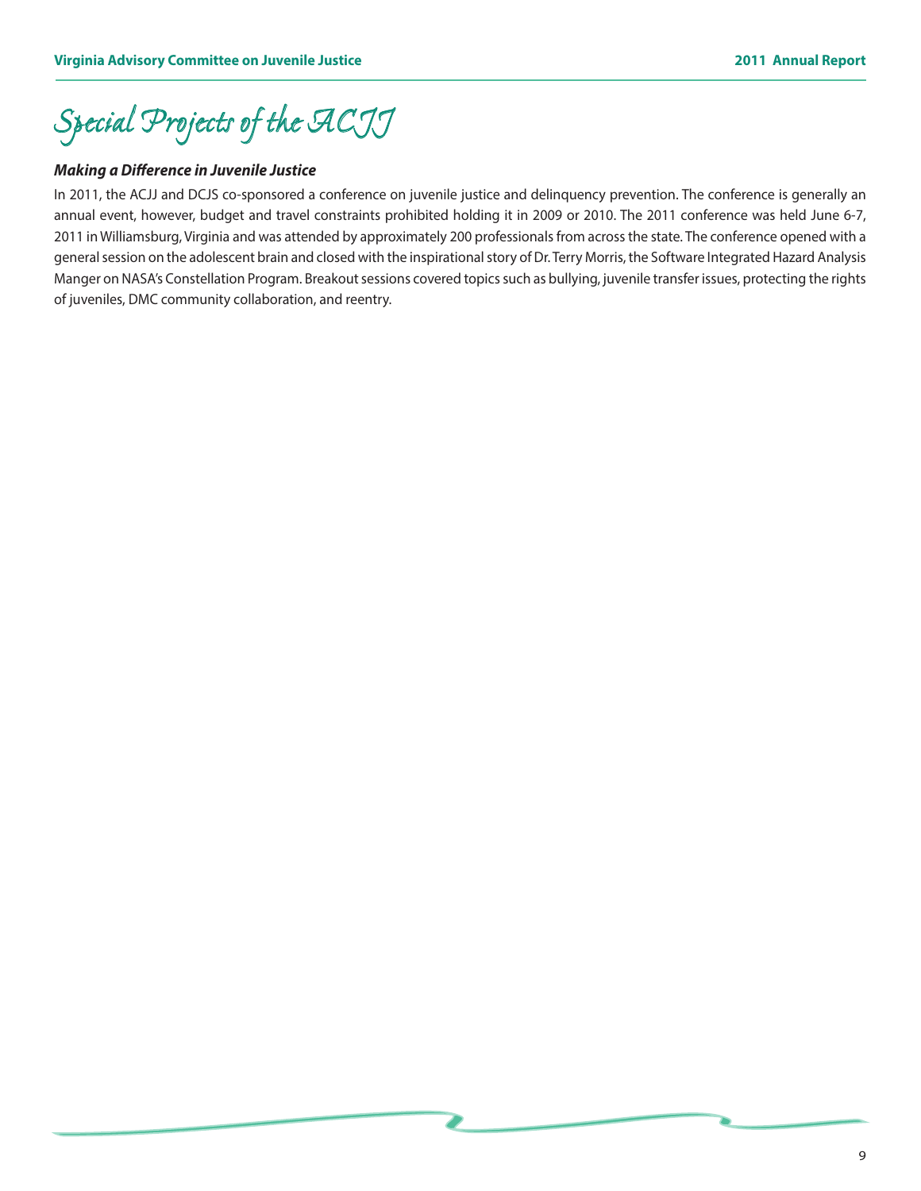# Special Projects of the ACJJ

***Making a Difference in Juvenile Justice***

In 2011, the ACJJ and DCJS co-sponsored a conference on juvenile justice and delinquency prevention. The conference is generally an annual event, however, budget and travel constraints prohibited holding it in 2009 or 2010. The 2011 conference was held June 6-7, 2011 in Williamsburg, Virginia and was attended by approximately 200 professionals from across the state. The conference opened with a general session on the adolescent brain and closed with the inspirational story of Dr. Terry Morris, the Software Integrated Hazard Analysis Manger on NASA's Constellation Program. Breakout sessions covered topics such as bullying, juvenile transfer issues, protecting the rights of juveniles, DMC community collaboration, and reentry.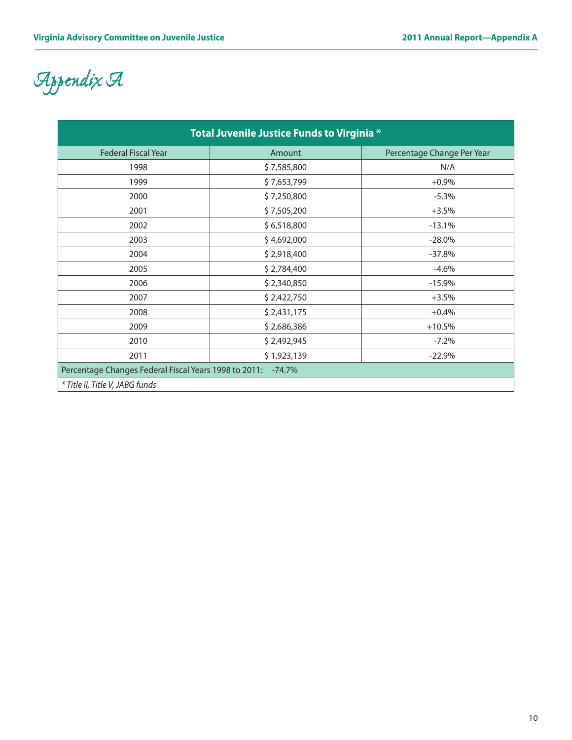# Appendix A

| Total Juvenile Justice Funds to Virginia * | | |
|---|---|---|
| Federal Fiscal Year | Amount | Percentage Change Per Year |
| 1998 | $ 7,585,800 | N/A |
| 1999 | $ 7,653,799 | +0.9% |
| 2000 | $ 7,250,800 | -5.3% |
| 2001 | $ 7,505,200 | +3.5% |
| 2002 | $ 6,518,800 | -13.1% |
| 2003 | $ 4,692,000 | -28.0% |
| 2004 | $ 2,918,400 | -37.8% |
| 2005 | $ 2,784,400 | -4.6% |
| 2006 | $ 2,340,850 | -15.9% |
| 2007 | $ 2,422,750 | +3.5% |
| 2008 | $ 2,431,175 | +0.4% |
| 2009 | $ 2,686,386 | +10.5% |
| 2010 | $ 2,492,945 | -7.2% |
| 2011 | $ 1,923,139 | -22.9% |
| Percentage Changes Federal Fiscal Years 1998 to 2011: -74.7% | | |

*\* Title II, Title V, JABG funds*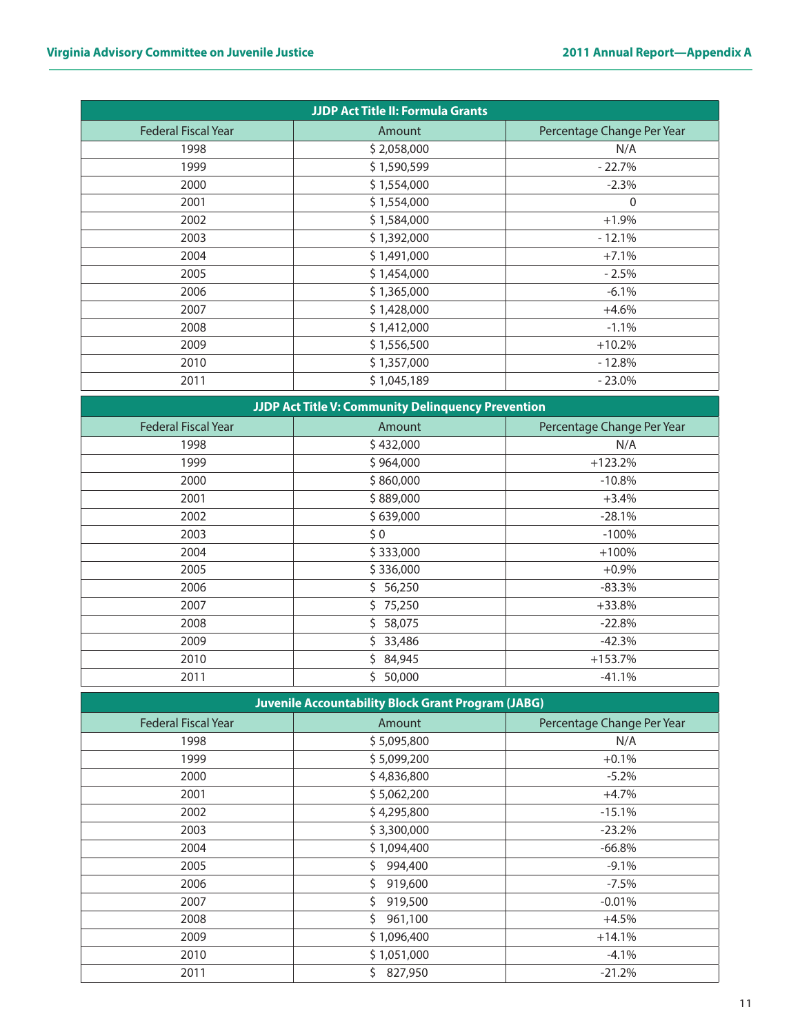| JJDP Act Title II: Formula Grants | | |
|---|---|---|
| Federal Fiscal Year | Amount | Percentage Change Per Year |
| 1998 | $ 2,058,000 | N/A |
| 1999 | $ 1,590,599 | - 22.7% |
| 2000 | $ 1,554,000 | -2.3% |
| 2001 | $ 1,554,000 | 0 |
| 2002 | $ 1,584,000 | +1.9% |
| 2003 | $ 1,392,000 | - 12.1% |
| 2004 | $ 1,491,000 | +7.1% |
| 2005 | $ 1,454,000 | - 2.5% |
| 2006 | $ 1,365,000 | -6.1% |
| 2007 | $ 1,428,000 | +4.6% |
| 2008 | $ 1,412,000 | -1.1% |
| 2009 | $ 1,556,500 | +10.2% |
| 2010 | $ 1,357,000 | - 12.8% |
| 2011 | $ 1,045,189 | - 23.0% |

| JJDP Act Title V: Community Delinquency Prevention | | |
|---|---|---|
| Federal Fiscal Year | Amount | Percentage Change Per Year |
| 1998 | $ 432,000 | N/A |
| 1999 | $ 964,000 | +123.2% |
| 2000 | $ 860,000 | -10.8% |
| 2001 | $ 889,000 | +3.4% |
| 2002 | $ 639,000 | -28.1% |
| 2003 | $ 0 | -100% |
| 2004 | $ 333,000 | +100% |
| 2005 | $ 336,000 | +0.9% |
| 2006 | $ 56,250 | -83.3% |
| 2007 | $ 75,250 | +33.8% |
| 2008 | $ 58,075 | -22.8% |
| 2009 | $ 33,486 | -42.3% |
| 2010 | $ 84,945 | +153.7% |
| 2011 | $ 50,000 | -41.1% |

| Juvenile Accountability Block Grant Program (JABG) | | |
|---|---|---|
| Federal Fiscal Year | Amount | Percentage Change Per Year |
| 1998 | $ 5,095,800 | N/A |
| 1999 | $ 5,099,200 | +0.1% |
| 2000 | $ 4,836,800 | -5.2% |
| 2001 | $ 5,062,200 | +4.7% |
| 2002 | $ 4,295,800 | -15.1% |
| 2003 | $ 3,300,000 | -23.2% |
| 2004 | $ 1,094,400 | -66.8% |
| 2005 | $ 994,400 | -9.1% |
| 2006 | $ 919,600 | -7.5% |
| 2007 | $ 919,500 | -0.01% |
| 2008 | $ 961,100 | +4.5% |
| 2009 | $ 1,096,400 | +14.1% |
| 2010 | $ 1,051,000 | -4.1% |
| 2011 | $ 827,950 | -21.2% |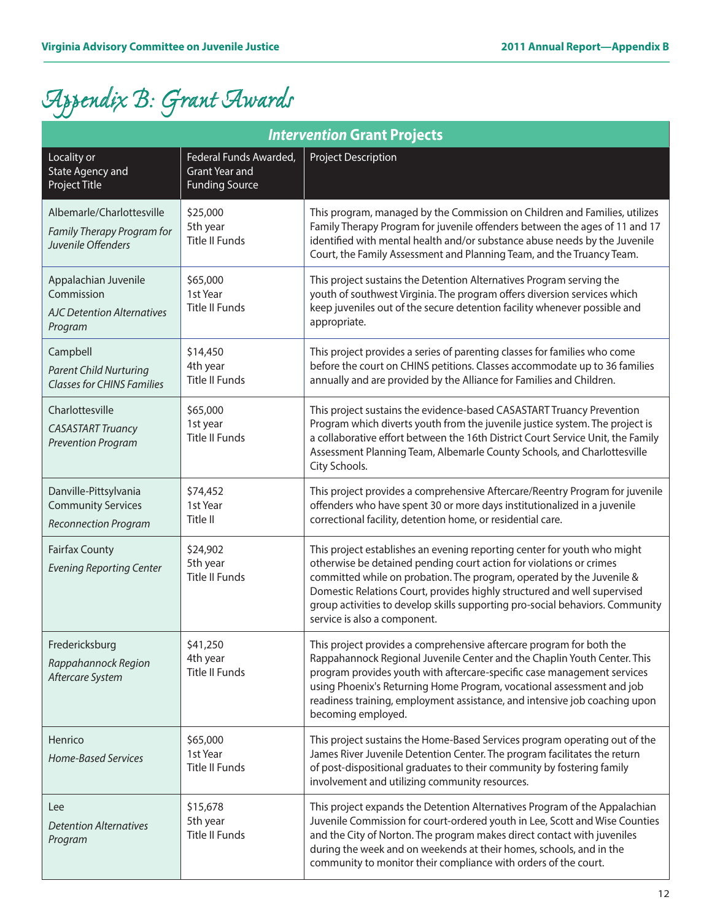# Appendix B: Grant Awards

| *Intervention* Grant Projects | | |
|---|---|---|
| Locality or State Agency and Project Title | Federal Funds Awarded, Grant Year and Funding Source | Project Description |
| Albemarle/Charlottesville *Family Therapy Program for Juvenile Offenders* | $25,000 5th year Title II Funds | This program, managed by the Commission on Children and Families, utilizes Family Therapy Program for juvenile offenders between the ages of 11 and 17 identified with mental health and/or substance abuse needs by the Juvenile Court, the Family Assessment and Planning Team, and the Truancy Team. |
| Appalachian Juvenile Commission *AJC Detention Alternatives Program* | $65,000 1st Year Title II Funds | This project sustains the Detention Alternatives Program serving the youth of southwest Virginia. The program offers diversion services which keep juveniles out of the secure detention facility whenever possible and appropriate. |
| Campbell *Parent Child Nurturing Classes for CHINS Families* | $14,450 4th year Title II Funds | This project provides a series of parenting classes for families who come before the court on CHINS petitions. Classes accommodate up to 36 families annually and are provided by the Alliance for Families and Children. |
| Charlottesville *CASASTART Truancy Prevention Program* | $65,000 1st year Title II Funds | This project sustains the evidence-based CASASTART Truancy Prevention Program which diverts youth from the juvenile justice system. The project is a collaborative effort between the 16th District Court Service Unit, the Family Assessment Planning Team, Albemarle County Schools, and Charlottesville City Schools. |
| Danville-Pittsylvania Community Services *Reconnection Program* | $74,452 1st Year Title II | This project provides a comprehensive Aftercare/Reentry Program for juvenile offenders who have spent 30 or more days institutionalized in a juvenile correctional facility, detention home, or residential care. |
| Fairfax County *Evening Reporting Center* | $24,902 5th year Title II Funds | This project establishes an evening reporting center for youth who might otherwise be detained pending court action for violations or crimes committed while on probation. The program, operated by the Juvenile & Domestic Relations Court, provides highly structured and well supervised group activities to develop skills supporting pro-social behaviors. Community service is also a component. |
| Fredericksburg *Rappahannock Region Aftercare System* | $41,250 4th year Title II Funds | This project provides a comprehensive aftercare program for both the Rappahannock Regional Juvenile Center and the Chaplin Youth Center. This program provides youth with aftercare-specific case management services using Phoenix's Returning Home Program, vocational assessment and job readiness training, employment assistance, and intensive job coaching upon becoming employed. |
| Henrico *Home-Based Services* | $65,000 1st Year Title II Funds | This project sustains the Home-Based Services program operating out of the James River Juvenile Detention Center. The program facilitates the return of post-dispositional graduates to their community by fostering family involvement and utilizing community resources. |
| Lee *Detention Alternatives Program* | $15,678 5th year Title II Funds | This project expands the Detention Alternatives Program of the Appalachian Juvenile Commission for court-ordered youth in Lee, Scott and Wise Counties and the City of Norton. The program makes direct contact with juveniles during the week and on weekends at their homes, schools, and in the community to monitor their compliance with orders of the court. |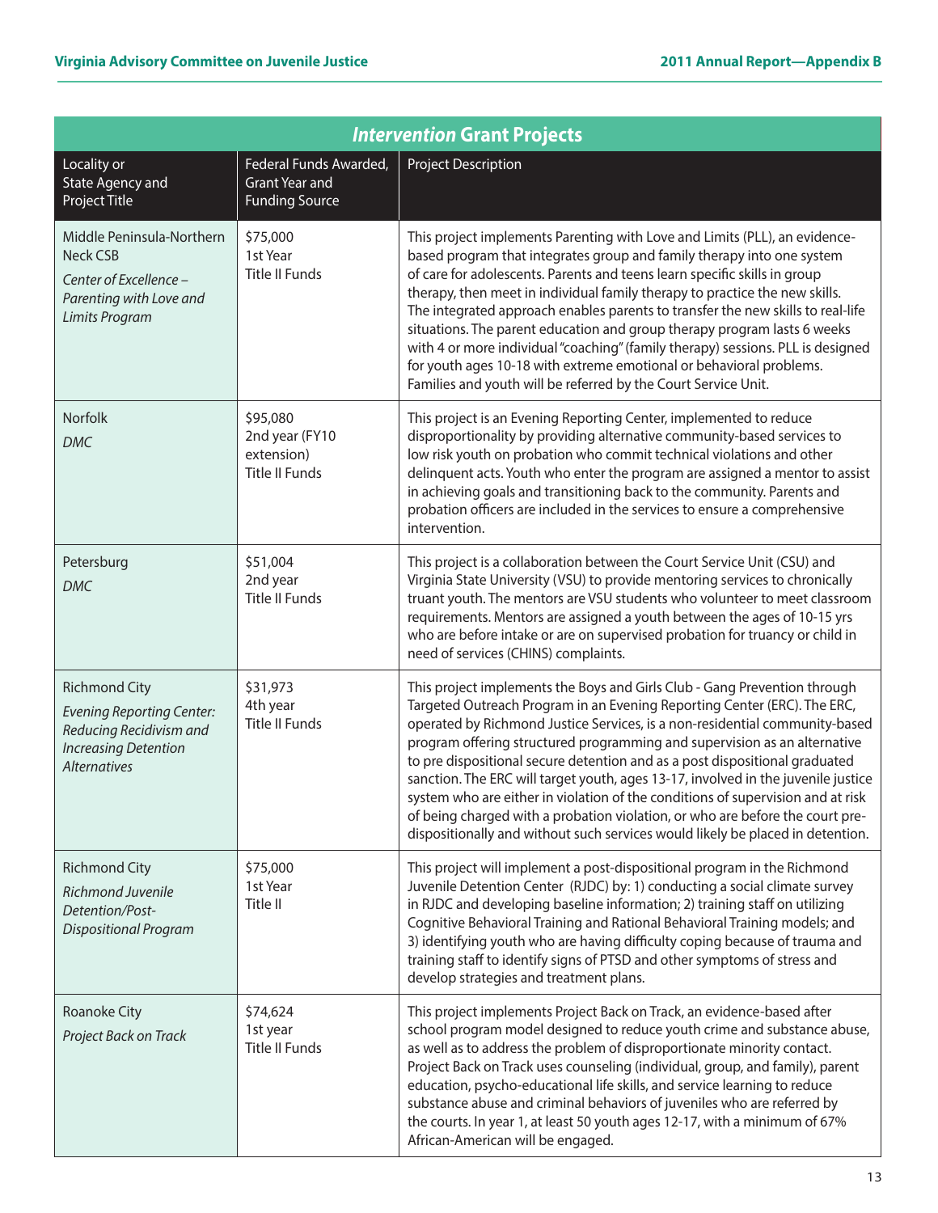## *Intervention* Grant Projects

| Locality or State Agency and Project Title | Federal Funds Awarded, Grant Year and Funding Source | Project Description |
|---|---|---|
| Middle Peninsula-Northern Neck CSB<br>*Center of Excellence – Parenting with Love and Limits Program* | $75,000<br>1st Year<br>Title II Funds | This project implements Parenting with Love and Limits (PLL), an evidence-based program that integrates group and family therapy into one system of care for adolescents. Parents and teens learn specific skills in group therapy, then meet in individual family therapy to practice the new skills. The integrated approach enables parents to transfer the new skills to real-life situations. The parent education and group therapy program lasts 6 weeks with 4 or more individual "coaching" (family therapy) sessions. PLL is designed for youth ages 10-18 with extreme emotional or behavioral problems. Families and youth will be referred by the Court Service Unit. |
| Norfolk<br>*DMC* | $95,080<br>2nd year (FY10 extension)<br>Title II Funds | This project is an Evening Reporting Center, implemented to reduce disproportionality by providing alternative community-based services to low risk youth on probation who commit technical violations and other delinquent acts. Youth who enter the program are assigned a mentor to assist in achieving goals and transitioning back to the community. Parents and probation officers are included in the services to ensure a comprehensive intervention. |
| Petersburg<br>*DMC* | $51,004<br>2nd year<br>Title II Funds | This project is a collaboration between the Court Service Unit (CSU) and Virginia State University (VSU) to provide mentoring services to chronically truant youth. The mentors are VSU students who volunteer to meet classroom requirements. Mentors are assigned a youth between the ages of 10-15 yrs who are before intake or are on supervised probation for truancy or child in need of services (CHINS) complaints. |
| Richmond City<br>*Evening Reporting Center: Reducing Recidivism and Increasing Detention Alternatives* | $31,973<br>4th year<br>Title II Funds | This project implements the Boys and Girls Club - Gang Prevention through Targeted Outreach Program in an Evening Reporting Center (ERC). The ERC, operated by Richmond Justice Services, is a non-residential community-based program offering structured programming and supervision as an alternative to pre dispositional secure detention and as a post dispositional graduated sanction. The ERC will target youth, ages 13-17, involved in the juvenile justice system who are either in violation of the conditions of supervision and at risk of being charged with a probation violation, or who are before the court pre-dispositionally and without such services would likely be placed in detention. |
| Richmond City<br>*Richmond Juvenile Detention/Post-Dispositional Program* | $75,000<br>1st Year<br>Title II | This project will implement a post-dispositional program in the Richmond Juvenile Detention Center (RJDC) by: 1) conducting a social climate survey in RJDC and developing baseline information; 2) training staff on utilizing Cognitive Behavioral Training and Rational Behavioral Training models; and 3) identifying youth who are having difficulty coping because of trauma and training staff to identify signs of PTSD and other symptoms of stress and develop strategies and treatment plans. |
| Roanoke City<br>*Project Back on Track* | $74,624<br>1st year<br>Title II Funds | This project implements Project Back on Track, an evidence-based after school program model designed to reduce youth crime and substance abuse, as well as to address the problem of disproportionate minority contact. Project Back on Track uses counseling (individual, group, and family), parent education, psycho-educational life skills, and service learning to reduce substance abuse and criminal behaviors of juveniles who are referred by the courts. In year 1, at least 50 youth ages 12-17, with a minimum of 67% African-American will be engaged. |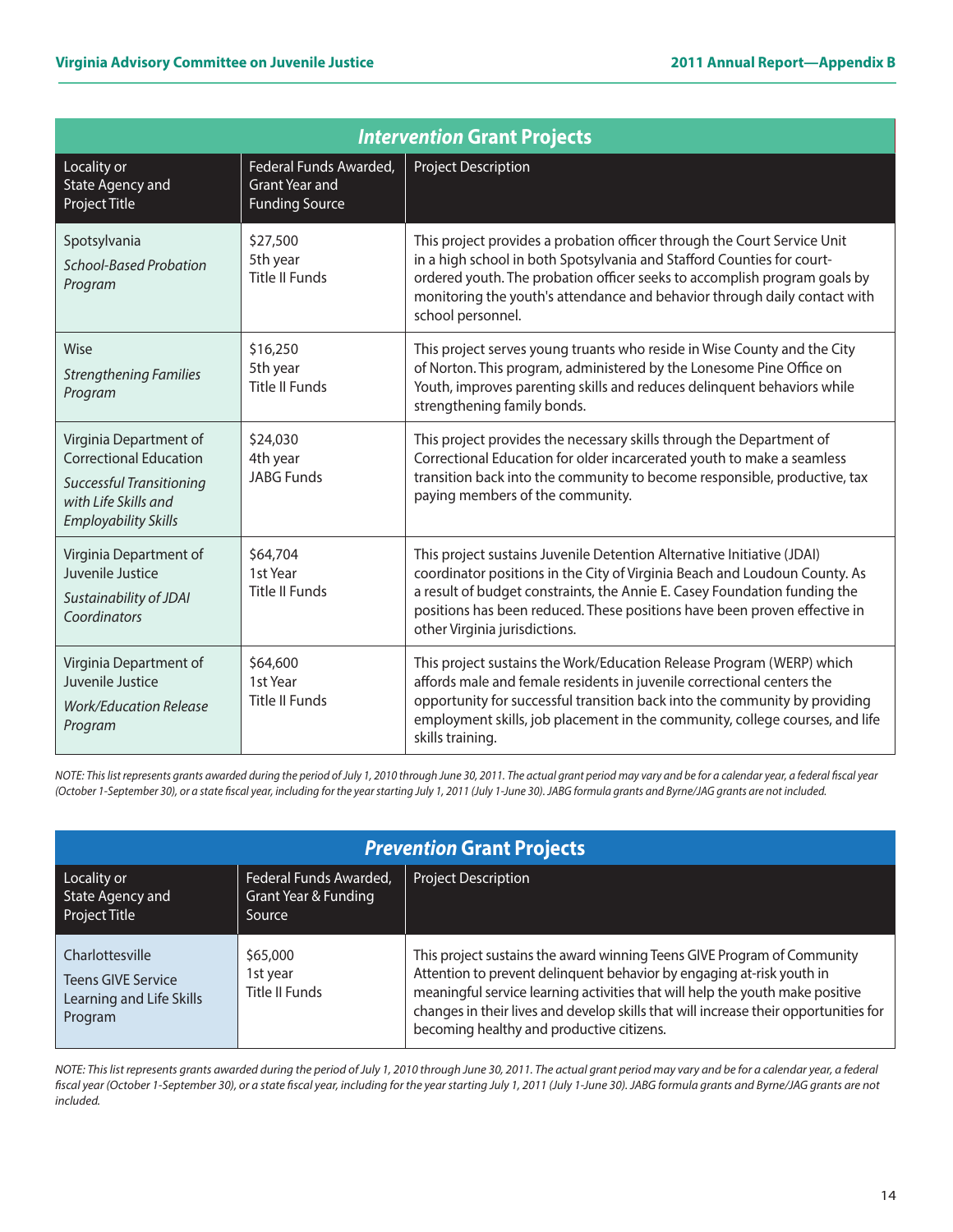## *Intervention* Grant Projects

| Locality or State Agency and Project Title | Federal Funds Awarded, Grant Year and Funding Source | Project Description |
|---|---|---|
| Spotsylvania *School-Based Probation Program* | $27,500 5th year Title II Funds | This project provides a probation officer through the Court Service Unit in a high school in both Spotsylvania and Stafford Counties for court-ordered youth. The probation officer seeks to accomplish program goals by monitoring the youth's attendance and behavior through daily contact with school personnel. |
| Wise *Strengthening Families Program* | $16,250 5th year Title II Funds | This project serves young truants who reside in Wise County and the City of Norton. This program, administered by the Lonesome Pine Office on Youth, improves parenting skills and reduces delinquent behaviors while strengthening family bonds. |
| Virginia Department of Correctional Education *Successful Transitioning with Life Skills and Employability Skills* | $24,030 4th year JABG Funds | This project provides the necessary skills through the Department of Correctional Education for older incarcerated youth to make a seamless transition back into the community to become responsible, productive, tax paying members of the community. |
| Virginia Department of Juvenile Justice *Sustainability of JDAI Coordinators* | $64,704 1st Year Title II Funds | This project sustains Juvenile Detention Alternative Initiative (JDAI) coordinator positions in the City of Virginia Beach and Loudoun County. As a result of budget constraints, the Annie E. Casey Foundation funding the positions has been reduced. These positions have been proven effective in other Virginia jurisdictions. |
| Virginia Department of Juvenile Justice *Work/Education Release Program* | $64,600 1st Year Title II Funds | This project sustains the Work/Education Release Program (WERP) which affords male and female residents in juvenile correctional centers the opportunity for successful transition back into the community by providing employment skills, job placement in the community, college courses, and life skills training. |

*NOTE: This list represents grants awarded during the period of July 1, 2010 through June 30, 2011. The actual grant period may vary and be for a calendar year, a federal fiscal year (October 1-September 30), or a state fiscal year, including for the year starting July 1, 2011 (July 1-June 30). JABG formula grants and Byrne/JAG grants are not included.*

## *Prevention* Grant Projects

| Locality or State Agency and Project Title | Federal Funds Awarded, Grant Year & Funding Source | Project Description |
|---|---|---|
| Charlottesville Teens GIVE Service Learning and Life Skills Program | $65,000 1st year Title II Funds | This project sustains the award winning Teens GIVE Program of Community Attention to prevent delinquent behavior by engaging at-risk youth in meaningful service learning activities that will help the youth make positive changes in their lives and develop skills that will increase their opportunities for becoming healthy and productive citizens. |

*NOTE: This list represents grants awarded during the period of July 1, 2010 through June 30, 2011. The actual grant period may vary and be for a calendar year, a federal fiscal year (October 1-September 30), or a state fiscal year, including for the year starting July 1, 2011 (July 1-June 30). JABG formula grants and Byrne/JAG grants are not included.*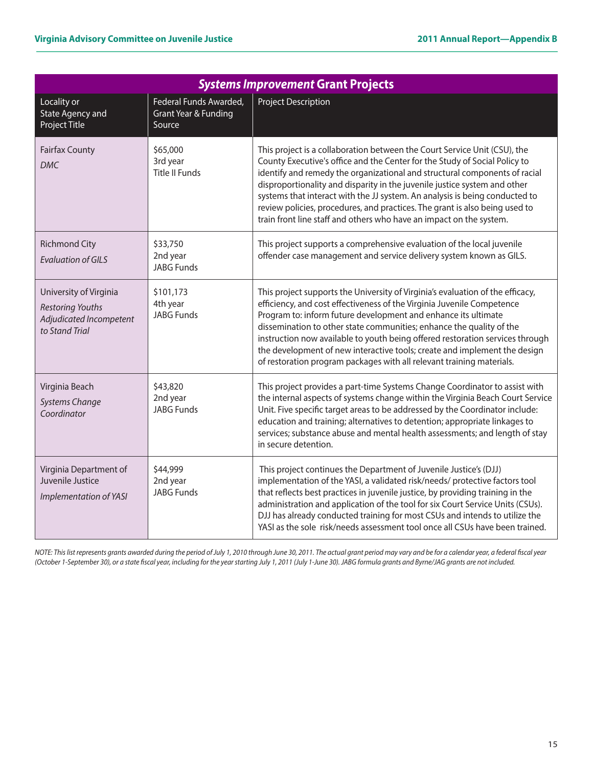## *Systems Improvement* Grant Projects

| Locality or State Agency and Project Title | Federal Funds Awarded, Grant Year & Funding Source | Project Description |
|---|---|---|
| Fairfax County *DMC* | $65,000 3rd year Title II Funds | This project is a collaboration between the Court Service Unit (CSU), the County Executive's office and the Center for the Study of Social Policy to identify and remedy the organizational and structural components of racial disproportionality and disparity in the juvenile justice system and other systems that interact with the JJ system. An analysis is being conducted to review policies, procedures, and practices. The grant is also being used to train front line staff and others who have an impact on the system. |
| Richmond City *Evaluation of GILS* | $33,750 2nd year JABG Funds | This project supports a comprehensive evaluation of the local juvenile offender case management and service delivery system known as GILS. |
| University of Virginia *Restoring Youths Adjudicated Incompetent to Stand Trial* | $101,173 4th year JABG Funds | This project supports the University of Virginia's evaluation of the efficacy, efficiency, and cost effectiveness of the Virginia Juvenile Competence Program to: inform future development and enhance its ultimate dissemination to other state communities; enhance the quality of the instruction now available to youth being offered restoration services through the development of new interactive tools; create and implement the design of restoration program packages with all relevant training materials. |
| Virginia Beach *Systems Change Coordinator* | $43,820 2nd year JABG Funds | This project provides a part-time Systems Change Coordinator to assist with the internal aspects of systems change within the Virginia Beach Court Service Unit. Five specific target areas to be addressed by the Coordinator include: education and training; alternatives to detention; appropriate linkages to services; substance abuse and mental health assessments; and length of stay in secure detention. |
| Virginia Department of Juvenile Justice *Implementation of YASI* | $44,999 2nd year JABG Funds | This project continues the Department of Juvenile Justice's (DJJ) implementation of the YASI, a validated risk/needs/ protective factors tool that reflects best practices in juvenile justice, by providing training in the administration and application of the tool for six Court Service Units (CSUs). DJJ has already conducted training for most CSUs and intends to utilize the YASI as the sole risk/needs assessment tool once all CSUs have been trained. |

*NOTE: This list represents grants awarded during the period of July 1, 2010 through June 30, 2011. The actual grant period may vary and be for a calendar year, a federal fiscal year (October 1-September 30), or a state fiscal year, including for the year starting July 1, 2011 (July 1-June 30). JABG formula grants and Byrne/JAG grants are not included.*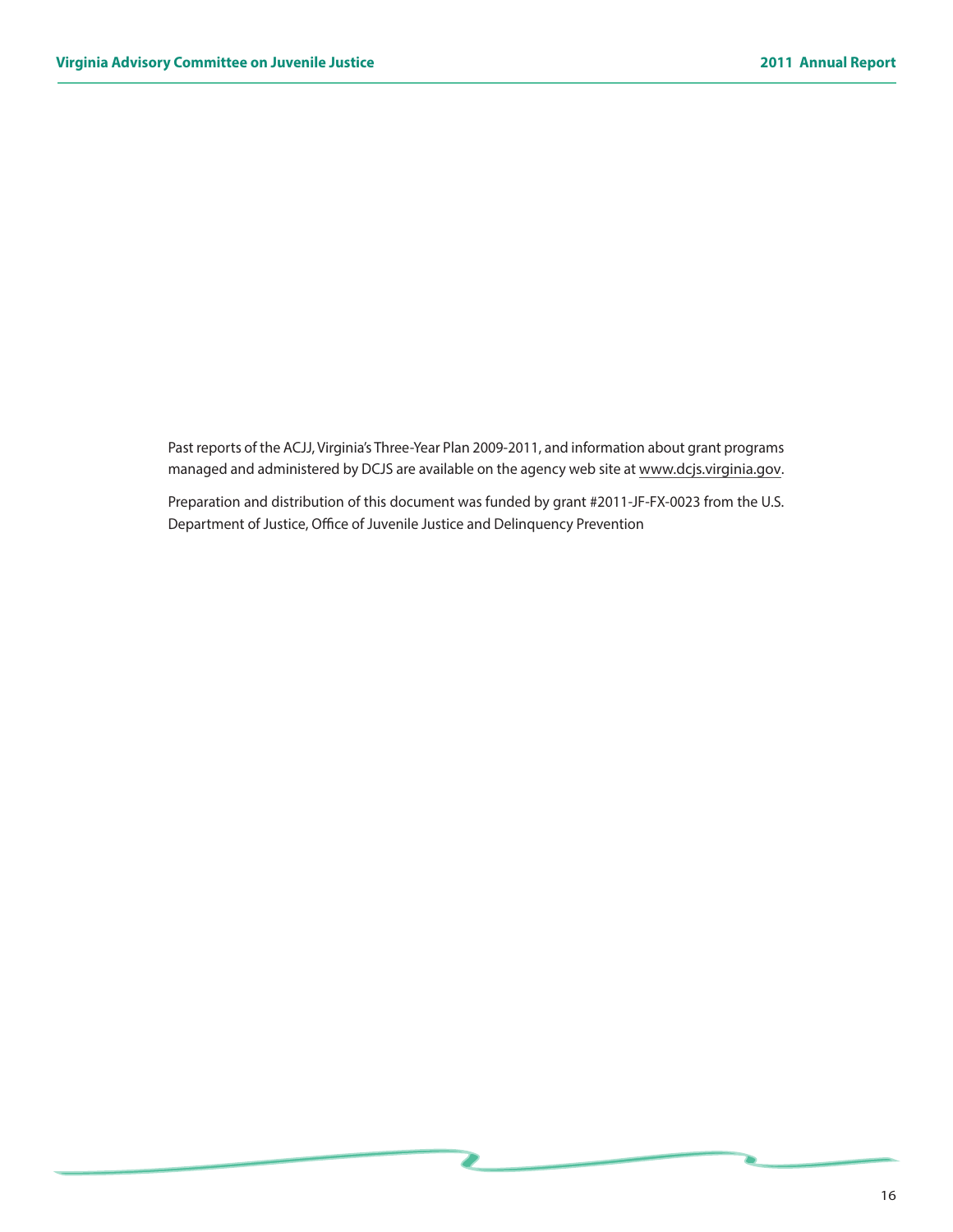Past reports of the ACJJ, Virginia's Three-Year Plan 2009-2011, and information about grant programs managed and administered by DCJS are available on the agency web site at www.dcjs.virginia.gov.

Preparation and distribution of this document was funded by grant #2011-JF-FX-0023 from the U.S. Department of Justice, Office of Juvenile Justice and Delinquency Prevention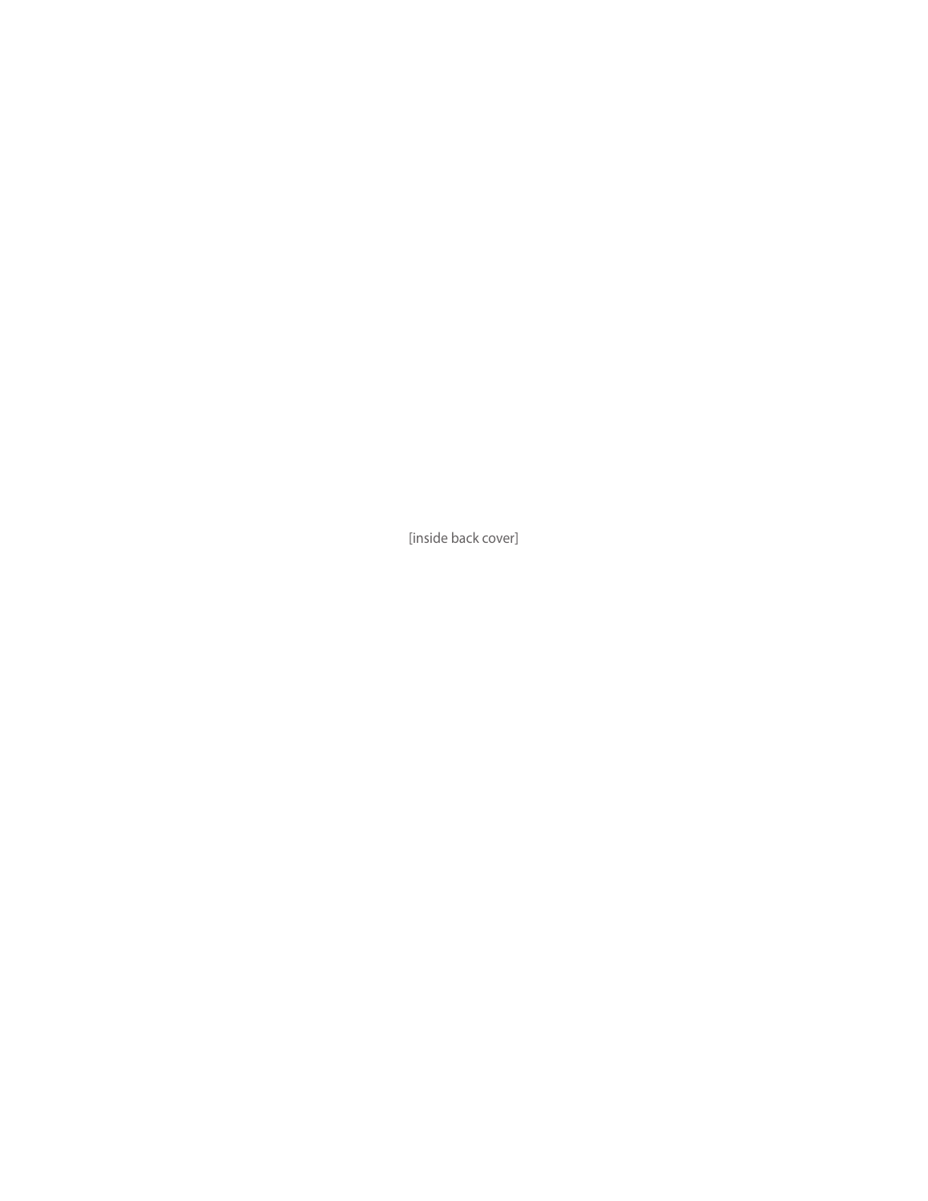[inside back cover]